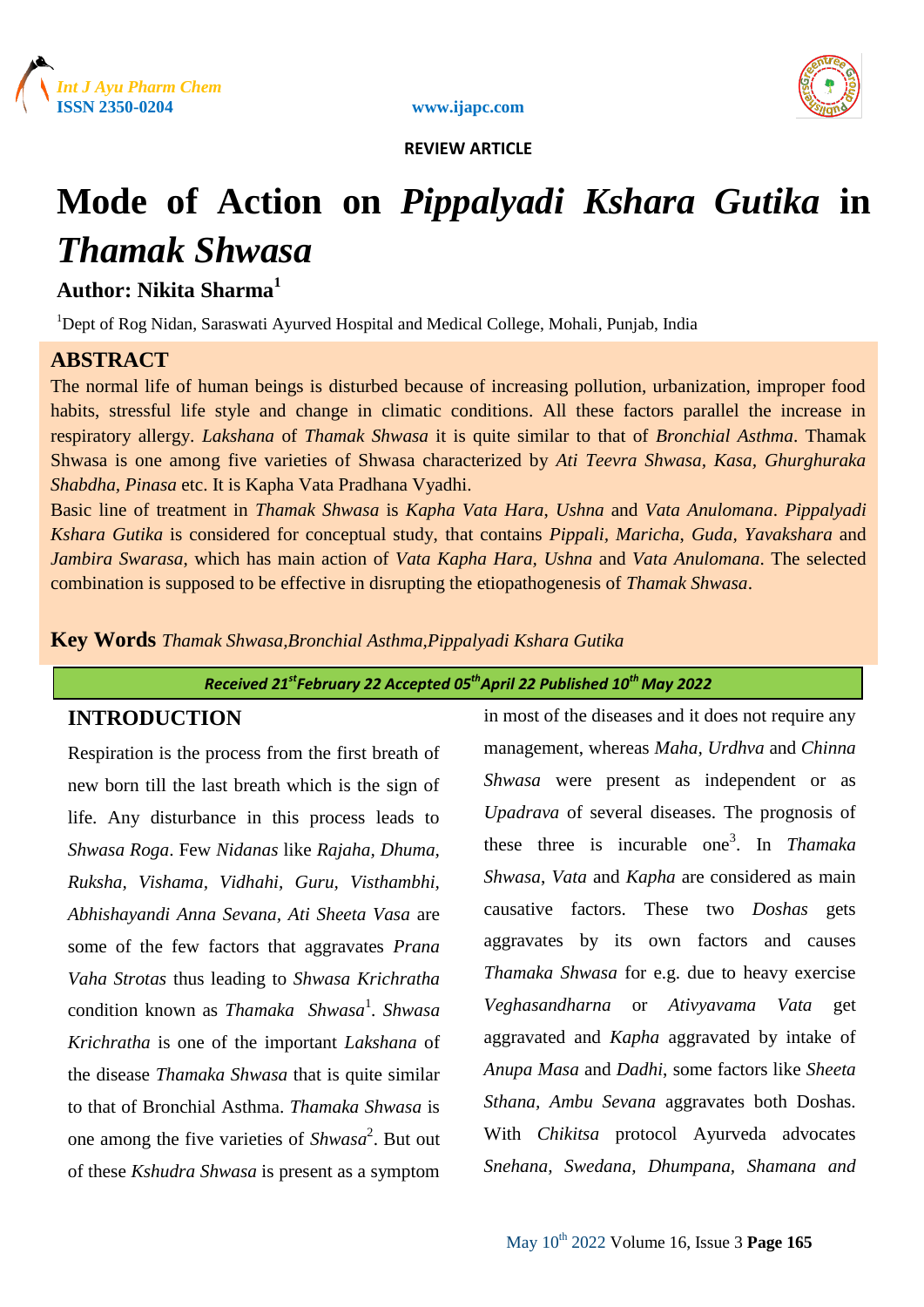REVIEW ARTICLE

# Mode of Action on *Pippalyadi Kshara Gutika* in *Thamak Shwasa*

**Author: Nikita Sharma**[1]

[1]Dept of Rog Nidan, Saraswati Ayurved Hospital and Medical College, Mohali, Punjab, India

## ABSTRACT

The normal life of human beings is disturbed because of increasing pollution, urbanization, improper food habits, stressful life style and change in climatic conditions. All these factors parallel the increase in respiratory allergy. *Lakshana* of *Thamak Shwasa* it is quite similar to that of *Bronchial Asthma*. Thamak Shwasa is one among five varieties of Shwasa characterized by *Ati Teevra Shwasa, Kasa, Ghurghuraka Shabdha, Pinasa* etc. It is Kapha Vata Pradhana Vyadhi.

Basic line of treatment in *Thamak Shwasa* is *Kapha Vata Hara*, *Ushna* and *Vata Anulomana*. *Pippalyadi Kshara Gutika* is considered for conceptual study, that contains *Pippali, Maricha, Guda, Yavakshara* and *Jambira Swarasa*, which has main action of *Vata Kapha Hara, Ushna* and *Vata Anulomana*. The selected combination is supposed to be effective in disrupting the etiopathogenesis of *Thamak Shwasa*.

**Key Words** *Thamak Shwasa,Bronchial Asthma,Pippalyadi Kshara Gutika*

*Received 21st February 22 Accepted 05th April 22 Published 10th May 2022*

## INTRODUCTION

Respiration is the process from the first breath of new born till the last breath which is the sign of life. Any disturbance in this process leads to *Shwasa Roga*. Few *Nidanas* like *Rajaha, Dhuma, Ruksha, Vishama, Vidhahi, Guru, Visthambhi, Abhishayandi Anna Sevana, Ati Sheeta Vasa* are some of the few factors that aggravates *Prana Vaha Strotas* thus leading to *Shwasa Krichratha* condition known as *Thamaka Shwasa*[1]. *Shwasa Krichratha* is one of the important *Lakshana* of the disease *Thamaka Shwasa* that is quite similar to that of Bronchial Asthma. *Thamaka Shwasa* is one among the five varieties of *Shwasa*[2]. But out of these *Kshudra Shwasa* is present as a symptom in most of the diseases and it does not require any management, whereas *Maha, Urdhva* and *Chinna Shwasa* were present as independent or as *Upadrava* of several diseases. The prognosis of these three is incurable one[3]. In *Thamaka Shwasa*, *Vata* and *Kapha* are considered as main causative factors. These two *Doshas* gets aggravates by its own factors and causes *Thamaka Shwasa* for e.g. due to heavy exercise *Veghasandharna* or *Ativyavama Vata* get aggravated and *Kapha* aggravated by intake of *Anupa Masa* and *Dadhi*, some factors like *Sheeta Sthana, Ambu Sevana* aggravates both Doshas. With *Chikitsa* protocol Ayurveda advocates *Snehana, Swedana, Dhumpana, Shamana and*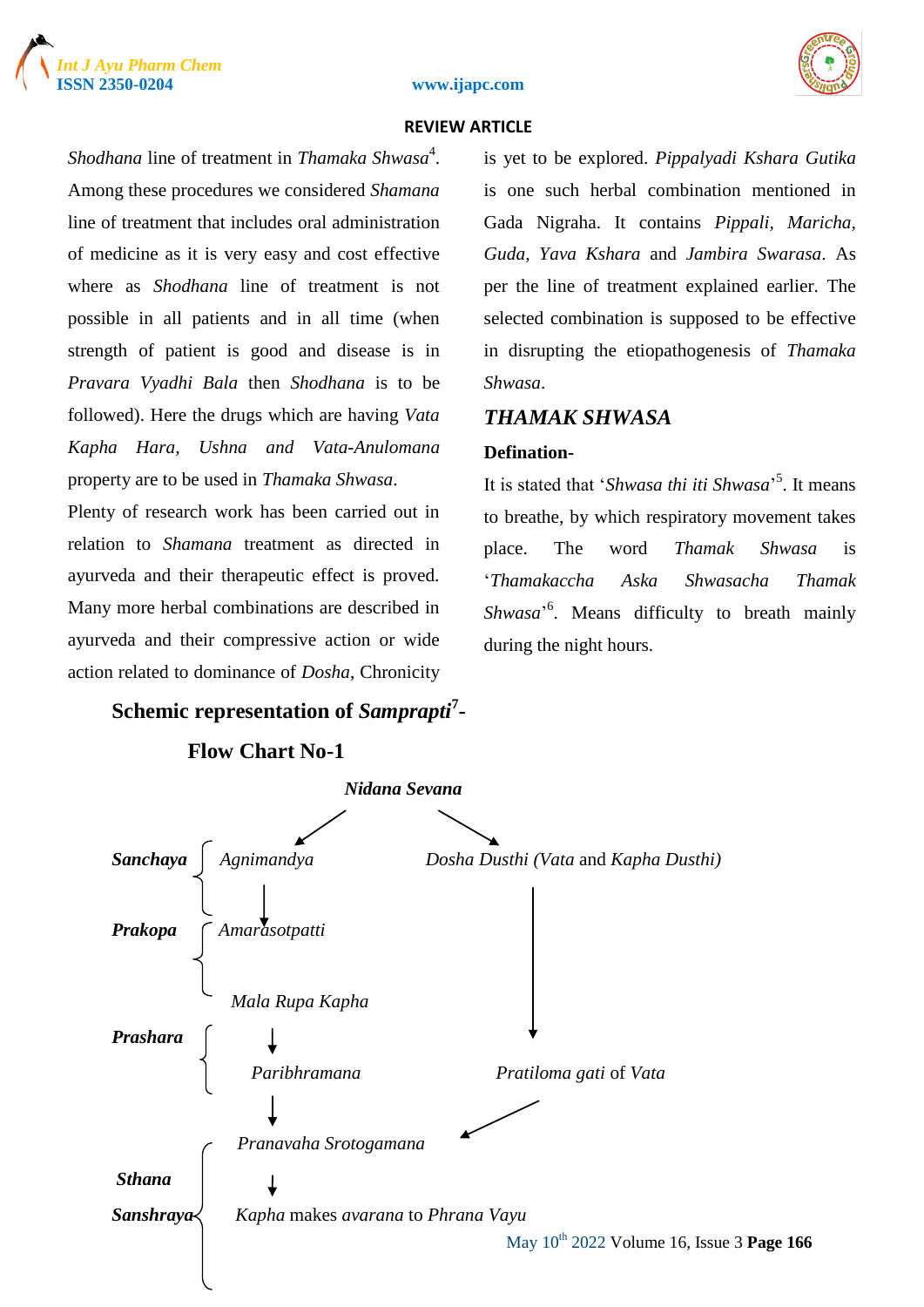*Shodhana* line of treatment in *Thamaka Shwasa*[4]. Among these procedures we considered *Shamana* line of treatment that includes oral administration of medicine as it is very easy and cost effective where as *Shodhana* line of treatment is not possible in all patients and in all time (when strength of patient is good and disease is in *Pravara Vyadhi Bala* then *Shodhana* is to be followed). Here the drugs which are having *Vata Kapha Hara, Ushna and Vata-Anulomana* property are to be used in *Thamaka Shwasa*.

Plenty of research work has been carried out in relation to *Shamana* treatment as directed in ayurveda and their therapeutic effect is proved. Many more herbal combinations are described in ayurveda and their compressive action or wide action related to dominance of *Dosha*, Chronicity is yet to be explored. *Pippalyadi Kshara Gutika* is one such herbal combination mentioned in Gada Nigraha. It contains *Pippali, Maricha, Guda, Yava Kshara* and *Jambira Swarasa*. As per the line of treatment explained earlier. The selected combination is supposed to be effective in disrupting the etiopathogenesis of *Thamaka Shwasa*.

## *THAMAK SHWASA*

### Defination-

It is stated that '*Shwasa thi iti Shwasa*'[5]. It means to breathe, by which respiratory movement takes place. The word *Thamak Shwasa* is '*Thamakaccha Aska Shwasacha Thamak Shwasa*'[6]. Means difficulty to breath mainly during the night hours.

### Schemic representation of *Samprapti*[7]-

**Flow Chart No-1**

*Nidana Sevana* → *Agnimandya* and *Dosha Dusthi (Vata* and *Kapha Dusthi)*

- ***Sanchaya***: *Agnimandya*
  - ↓
- ***Prakopa***: *Amarasotpatti*
  - *Mala Rupa Kapha*
  - ↓
- ***Prashara***: *Paribhramana*
  - ↓
- ***Sthana Sanshraya***: *Pranavaha Srotogamana*
  - ↓
  - *Kapha* makes *avarana* to *Phrana Vayu*

*Dosha Dusthi (Vata* and *Kapha Dusthi)* → *Pratiloma gati* of *Vata* → *Pranavaha Srotogamana*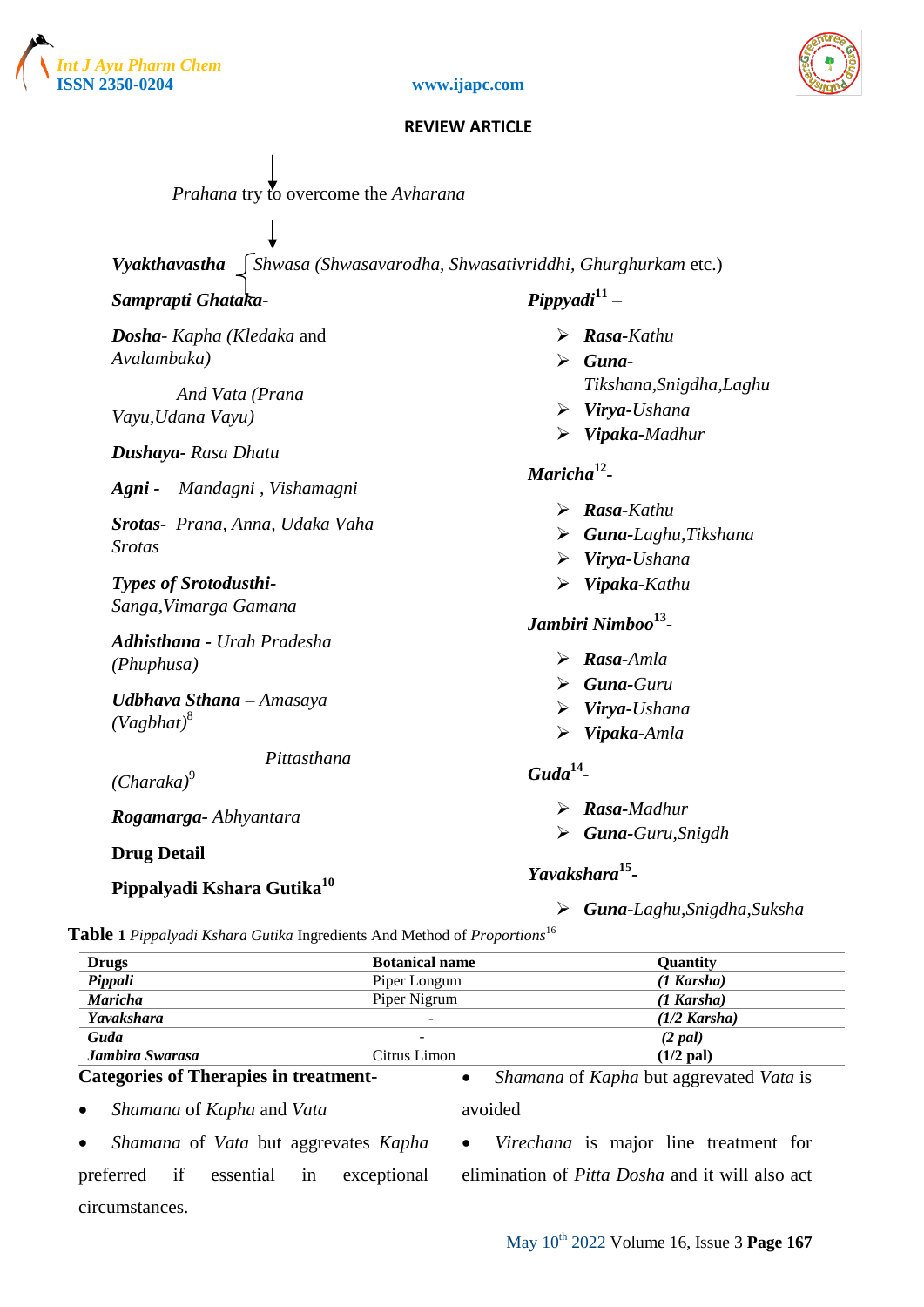↓

*Prahana* try to overcome the *Avharana*

↓

***Vyakthavastha*** { *Shwasa (Shwasavarodha, Shwasativriddhi, Ghurghurkam* etc.)

***Samprapti Ghataka-***

***Dosha****- Kapha* (*Kledaka* and *Avalambaka)*

*And Vata (Prana Vayu,Udana Vayu)*

***Dushaya****- Rasa Dhatu*

***Agni*** *- Mandagni , Vishamagni*

***Srotas****- Prana, Anna, Udaka Vaha Srotas*

***Types of Srotodusthi-*** *Sanga,Vimarga Gamana*

***Adhisthana*** *- Urah Pradesha (Phuphusa)*

***Udbhava Sthana*** *– Amasaya (Vagbhat)*[8]

*Pittasthana (Charaka)*[9]

***Rogamarga****- Abhyantara*

**Drug Detail**

**Pippalyadi Kshara Gutika**[10]

***Pippyadi***[11] –

- ***Rasa****-Kathu*
- ***Guna****- Tikshana,Snigdha,Laghu*
- ***Virya****-Ushana*
- ***Vipaka****-Madhur*

***Maricha***[12]*-*

- ***Rasa****-Kathu*
- ***Guna****-Laghu,Tikshana*
- ***Virya****-Ushana*
- ***Vipaka****-Kathu*

***Jambiri Nimboo***[13]*-*

- ***Rasa****-Amla*
- ***Guna****-Guru*
- ***Virya****-Ushana*
- ***Vipaka****-Amla*

***Guda***[14]*-*

- ***Rasa****-Madhur*
- ***Guna****-Guru,Snigdh*

***Yavakshara***[15]*-*

- ***Guna****-Laghu,Snigdha,Suksha*

**Table 1** *Pippalyadi Kshara Gutika* Ingredients And Method of *Proportions*[16]

| Drugs | Botanical name | Quantity |
|---|---|---|
| ***Pippali*** | Piper Longum | ***(1 Karsha)*** |
| ***Maricha*** | Piper Nigrum | ***(1 Karsha)*** |
| ***Yavakshara*** | - | ***(1/2 Karsha)*** |
| ***Guda*** | - | ***(2 pal)*** |
| ***Jambira Swarasa*** | Citrus Limon | **(1/2 pal)** |

**Categories of Therapies in treatment-**

- *Shamana* of *Kapha* and *Vata*
- *Shamana* of *Vata* but aggrevates *Kapha* preferred if essential in exceptional circumstances.
- *Shamana* of *Kapha* but aggravated *Vata* is avoided
- *Virechana* is major line treatment for elimination of *Pitta Dosha* and it will also act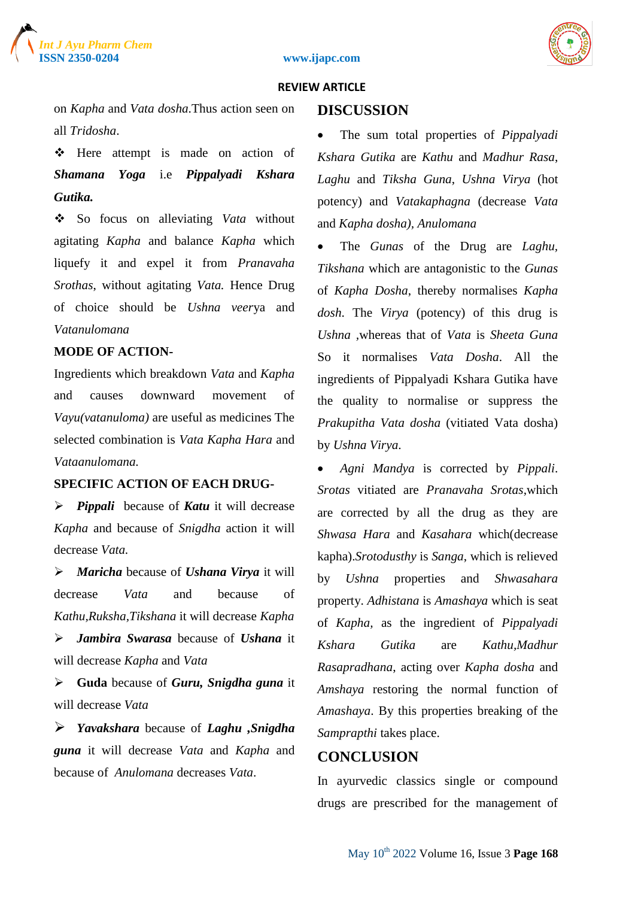on *Kapha* and *Vata dosha*.Thus action seen on all *Tridosha*.

- ❖ Here attempt is made on action of ***Shamana Yoga*** i.e ***Pippalyadi Kshara Gutika.***
- ❖ So focus on alleviating *Vata* without agitating *Kapha* and balance *Kapha* which liquefy it and expel it from *Pranavaha Srothas*, without agitating *Vata.* Hence Drug of choice should be *Ushna veer*ya and *Vatanulomana*

**MODE OF ACTION-**

Ingredients which breakdown *Vata* and *Kapha* and causes downward movement of *Vayu(vatanuloma)* are useful as medicines The selected combination is *Vata Kapha Hara* and *Vataanulomana.*

**SPECIFIC ACTION OF EACH DRUG-**

- ➢ ***Pippali*** because of ***Katu*** it will decrease *Kapha* and because of *Snigdha* action it will decrease *Vata.*
- ➢ ***Maricha*** because of ***Ushana Virya*** it will decrease *Vata* and because of *Kathu,Ruksha,Tikshana* it will decrease *Kapha*
- ➢ ***Jambira Swarasa*** because of ***Ushana*** it will decrease *Kapha* and *Vata*
- ➢ **Guda** because of ***Guru, Snigdha guna*** it will decrease *Vata*
- ➢ ***Yavakshara*** because of ***Laghu ,Snigdha guna*** it will decrease *Vata* and *Kapha* and because of *Anulomana* decreases *Vata*.

## DISCUSSION

- The sum total properties of *Pippalyadi Kshara Gutika* are *Kathu* and *Madhur Rasa*, *Laghu* and *Tiksha Guna*, *Ushna Virya* (hot potency) and *Vatakaphagna* (decrease *Vata* and *Kapha dosha), Anulomana*
- The *Gunas* of the Drug are *Laghu*, *Tikshana* which are antagonistic to the *Gunas* of *Kapha Dosha*, thereby normalises *Kapha dosh*. The *Virya* (potency) of this drug is *Ushna* ,whereas that of *Vata* is *Sheeta Guna* So it normalises *Vata Dosha*. All the ingredients of Pippalyadi Kshara Gutika have the quality to normalise or suppress the *Prakupitha Vata dosha* (vitiated Vata dosha) by *Ushna Virya*.
- *Agni Mandya* is corrected by *Pippali*. *Srotas* vitiated are *Pranavaha Srotas*,which are corrected by all the drug as they are *Shwasa Hara* and *Kasahara* which(decrease kapha).*Srotodusthy* is *Sanga*, which is relieved by *Ushna* properties and *Shwasahara* property. *Adhistana* is *Amashaya* which is seat of *Kapha*, as the ingredient of *Pippalyadi Kshara Gutika* are *Kathu,Madhur Rasapradhana*, acting over *Kapha dosha* and *Amshaya* restoring the normal function of *Amashaya*. By this properties breaking of the *Samprapthi* takes place.

## CONCLUSION

In ayurvedic classics single or compound drugs are prescribed for the management of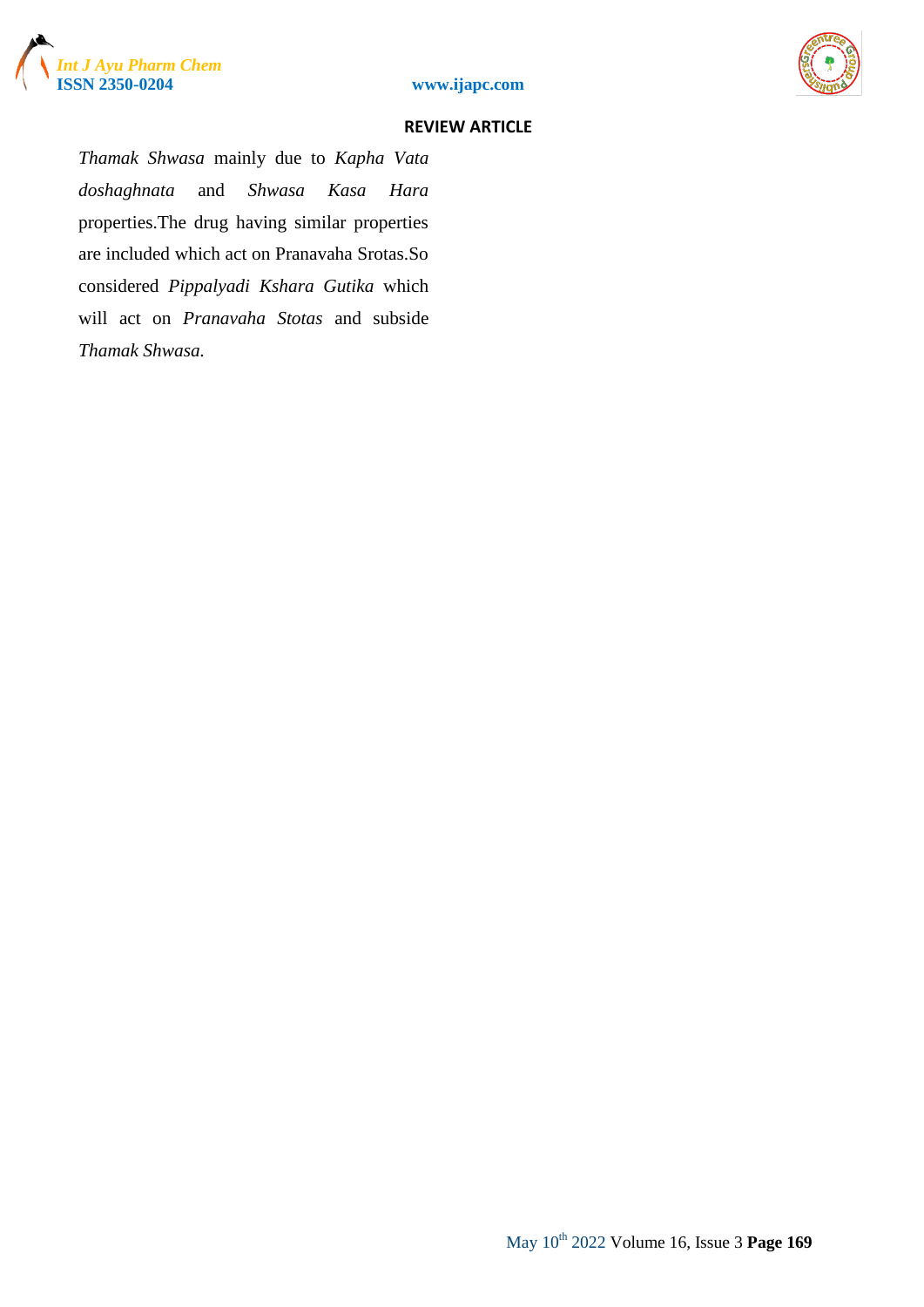*Thamak Shwasa* mainly due to *Kapha Vata doshaghnata* and *Shwasa Kasa Hara* properties.The drug having similar properties are included which act on Pranavaha Srotas.So considered *Pippalyadi Kshara Gutika* which will act on *Pranavaha Stotas* and subside *Thamak Shwasa.*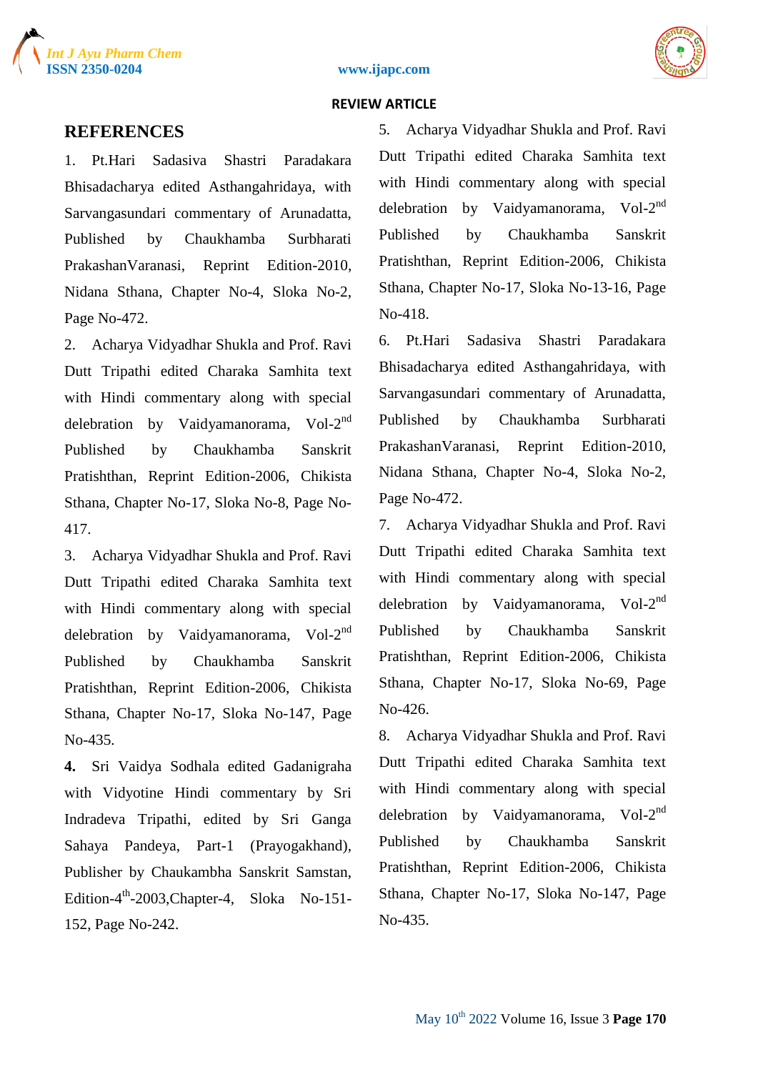## REFERENCES

1. Pt.Hari Sadasiva Shastri Paradakara Bhisadacharya edited Asthangahridaya, with Sarvangasundari commentary of Arunadatta, Published by Chaukhamba Surbharati PrakashanVaranasi, Reprint Edition-2010, Nidana Sthana, Chapter No-4, Sloka No-2, Page No-472.
2. Acharya Vidyadhar Shukla and Prof. Ravi Dutt Tripathi edited Charaka Samhita text with Hindi commentary along with special delebration by Vaidyamanorama, Vol-2nd Published by Chaukhamba Sanskrit Pratishthan, Reprint Edition-2006, Chikista Sthana, Chapter No-17, Sloka No-8, Page No-417.
3. Acharya Vidyadhar Shukla and Prof. Ravi Dutt Tripathi edited Charaka Samhita text with Hindi commentary along with special delebration by Vaidyamanorama, Vol-2nd Published by Chaukhamba Sanskrit Pratishthan, Reprint Edition-2006, Chikista Sthana, Chapter No-17, Sloka No-147, Page No-435.
4. Sri Vaidya Sodhala edited Gadanigraha with Vidyotine Hindi commentary by Sri Indradeva Tripathi, edited by Sri Ganga Sahaya Pandeya, Part-1 (Prayogakhand), Publisher by Chaukambha Sanskrit Samstan, Edition-4th-2003,Chapter-4, Sloka No-151-152, Page No-242.
5. Acharya Vidyadhar Shukla and Prof. Ravi Dutt Tripathi edited Charaka Samhita text with Hindi commentary along with special delebration by Vaidyamanorama, Vol-2nd Published by Chaukhamba Sanskrit Pratishthan, Reprint Edition-2006, Chikista Sthana, Chapter No-17, Sloka No-13-16, Page No-418.
6. Pt.Hari Sadasiva Shastri Paradakara Bhisadacharya edited Asthangahridaya, with Sarvangasundari commentary of Arunadatta, Published by Chaukhamba Surbharati PrakashanVaranasi, Reprint Edition-2010, Nidana Sthana, Chapter No-4, Sloka No-2, Page No-472.
7. Acharya Vidyadhar Shukla and Prof. Ravi Dutt Tripathi edited Charaka Samhita text with Hindi commentary along with special delebration by Vaidyamanorama, Vol-2nd Published by Chaukhamba Sanskrit Pratishthan, Reprint Edition-2006, Chikista Sthana, Chapter No-17, Sloka No-69, Page No-426.
8. Acharya Vidyadhar Shukla and Prof. Ravi Dutt Tripathi edited Charaka Samhita text with Hindi commentary along with special delebration by Vaidyamanorama, Vol-2nd Published by Chaukhamba Sanskrit Pratishthan, Reprint Edition-2006, Chikista Sthana, Chapter No-17, Sloka No-147, Page No-435.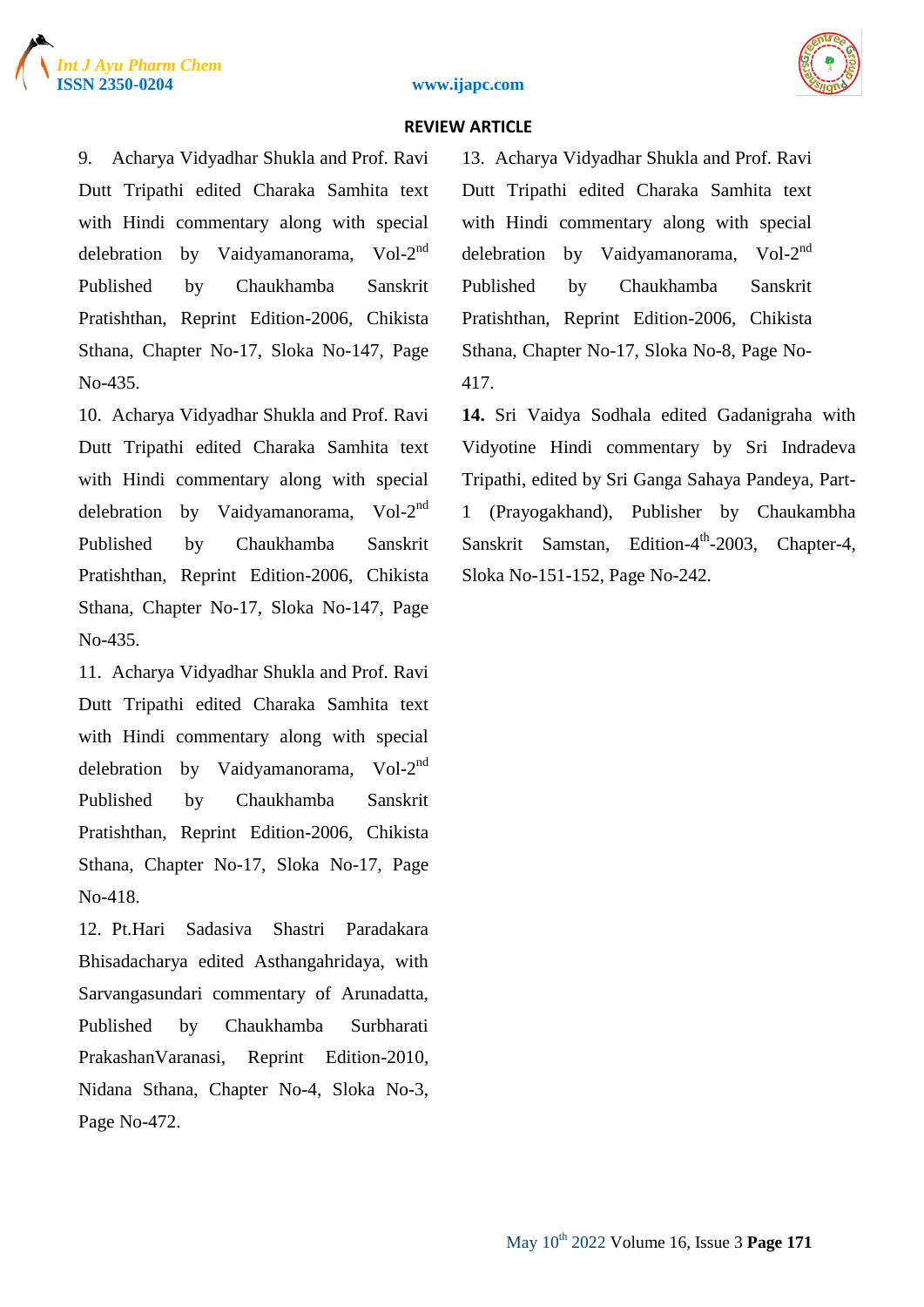9. Acharya Vidyadhar Shukla and Prof. Ravi Dutt Tripathi edited Charaka Samhita text with Hindi commentary along with special delebration by Vaidyamanorama, Vol-2nd Published by Chaukhamba Sanskrit Pratishthan, Reprint Edition-2006, Chikista Sthana, Chapter No-17, Sloka No-147, Page No-435.

10. Acharya Vidyadhar Shukla and Prof. Ravi Dutt Tripathi edited Charaka Samhita text with Hindi commentary along with special delebration by Vaidyamanorama, Vol-2nd Published by Chaukhamba Sanskrit Pratishthan, Reprint Edition-2006, Chikista Sthana, Chapter No-17, Sloka No-147, Page No-435.

11. Acharya Vidyadhar Shukla and Prof. Ravi Dutt Tripathi edited Charaka Samhita text with Hindi commentary along with special delebration by Vaidyamanorama, Vol-2nd Published by Chaukhamba Sanskrit Pratishthan, Reprint Edition-2006, Chikista Sthana, Chapter No-17, Sloka No-17, Page No-418.

12. Pt.Hari Sadasiva Shastri Paradakara Bhisadacharya edited Asthangahridaya, with Sarvangasundari commentary of Arunadatta, Published by Chaukhamba Surbharati PrakashanVaranasi, Reprint Edition-2010, Nidana Sthana, Chapter No-4, Sloka No-3, Page No-472.

13. Acharya Vidyadhar Shukla and Prof. Ravi Dutt Tripathi edited Charaka Samhita text with Hindi commentary along with special delebration by Vaidyamanorama, Vol-2nd Published by Chaukhamba Sanskrit Pratishthan, Reprint Edition-2006, Chikista Sthana, Chapter No-17, Sloka No-8, Page No-417.

**14.** Sri Vaidya Sodhala edited Gadanigraha with Vidyotine Hindi commentary by Sri Indradeva Tripathi, edited by Sri Ganga Sahaya Pandeya, Part-1 (Prayogakhand), Publisher by Chaukambha Sanskrit Samstan, Edition-4th-2003, Chapter-4, Sloka No-151-152, Page No-242.